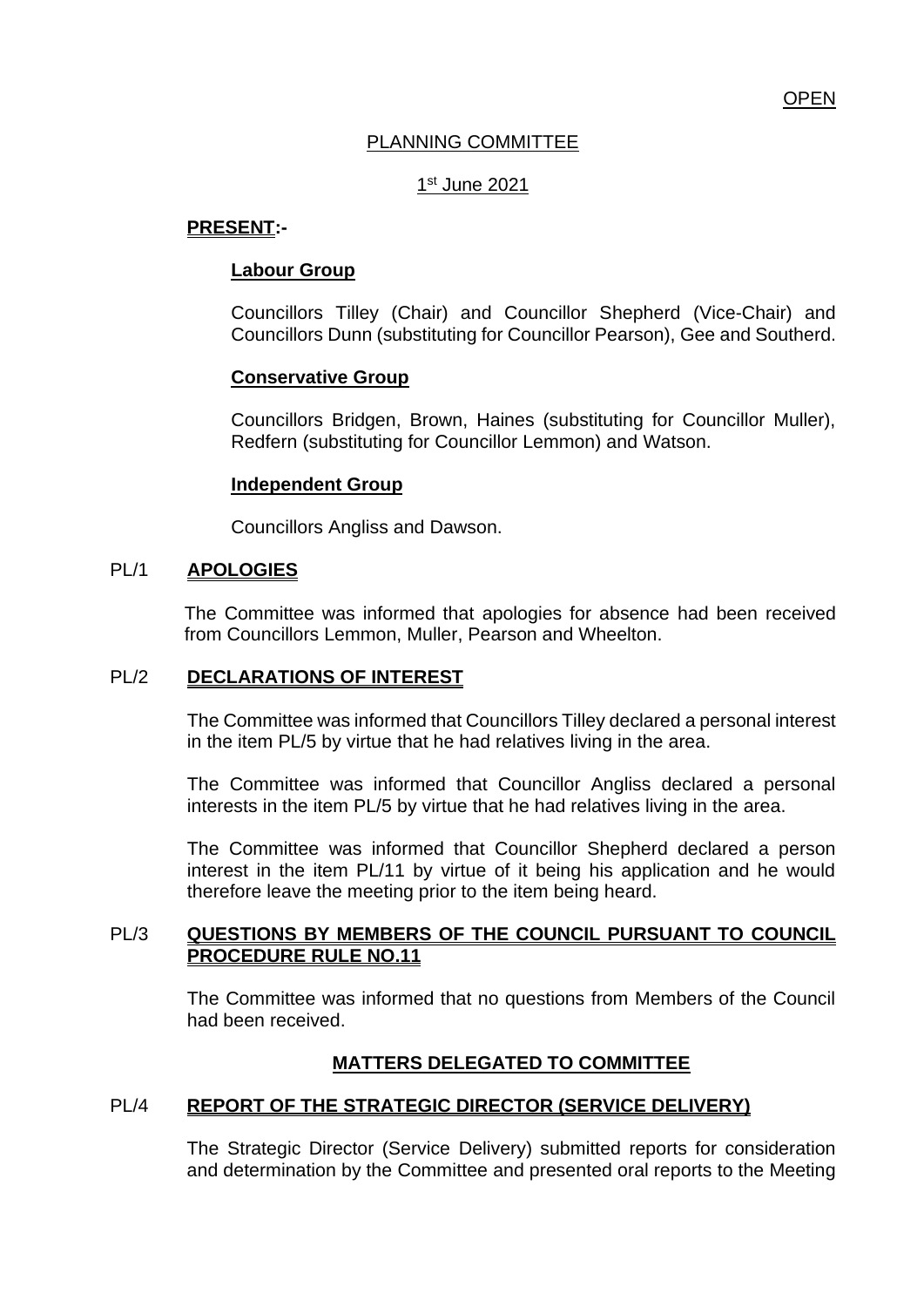OPEN

# PLANNING COMMITTEE

1st June 2021

**PRESENT:-**

**Labour Group**

Councillors Tilley (Chair) and Councillor Shepherd (Vice-Chair) and Councillors Dunn (substituting for Councillor Pearson), Gee and Southerd.

**Conservative Group**

Councillors Bridgen, Brown, Haines (substituting for Councillor Muller), Redfern (substituting for Councillor Lemmon) and Watson.

**Independent Group**

Councillors Angliss and Dawson.

## PL/1 APOLOGIES

The Committee was informed that apologies for absence had been received from Councillors Lemmon, Muller, Pearson and Wheelton.

## PL/2 DECLARATIONS OF INTEREST

The Committee was informed that Councillors Tilley declared a personal interest in the item PL/5 by virtue that he had relatives living in the area.

The Committee was informed that Councillor Angliss declared a personal interests in the item PL/5 by virtue that he had relatives living in the area.

The Committee was informed that Councillor Shepherd declared a person interest in the item PL/11 by virtue of it being his application and he would therefore leave the meeting prior to the item being heard.

## PL/3 QUESTIONS BY MEMBERS OF THE COUNCIL PURSUANT TO COUNCIL PROCEDURE RULE NO.11

The Committee was informed that no questions from Members of the Council had been received.

## MATTERS DELEGATED TO COMMITTEE

## PL/4 REPORT OF THE STRATEGIC DIRECTOR (SERVICE DELIVERY)

The Strategic Director (Service Delivery) submitted reports for consideration and determination by the Committee and presented oral reports to the Meeting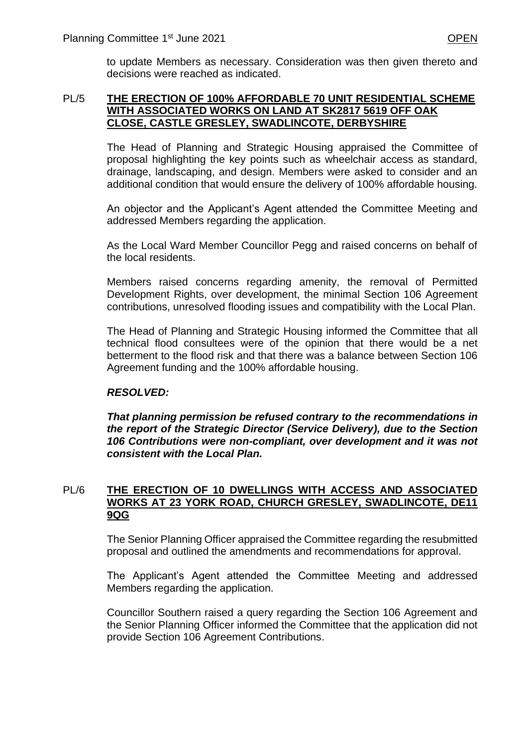to update Members as necessary. Consideration was then given thereto and decisions were reached as indicated.

## PL/5 THE ERECTION OF 100% AFFORDABLE 70 UNIT RESIDENTIAL SCHEME WITH ASSOCIATED WORKS ON LAND AT SK2817 5619 OFF OAK CLOSE, CASTLE GRESLEY, SWADLINCOTE, DERBYSHIRE

The Head of Planning and Strategic Housing appraised the Committee of proposal highlighting the key points such as wheelchair access as standard, drainage, landscaping, and design. Members were asked to consider and an additional condition that would ensure the delivery of 100% affordable housing.

An objector and the Applicant's Agent attended the Committee Meeting and addressed Members regarding the application.

As the Local Ward Member Councillor Pegg and raised concerns on behalf of the local residents.

Members raised concerns regarding amenity, the removal of Permitted Development Rights, over development, the minimal Section 106 Agreement contributions, unresolved flooding issues and compatibility with the Local Plan.

The Head of Planning and Strategic Housing informed the Committee that all technical flood consultees were of the opinion that there would be a net betterment to the flood risk and that there was a balance between Section 106 Agreement funding and the 100% affordable housing.

***RESOLVED:***

***That planning permission be refused contrary to the recommendations in the report of the Strategic Director (Service Delivery), due to the Section 106 Contributions were non-compliant, over development and it was not consistent with the Local Plan.***

## PL/6 THE ERECTION OF 10 DWELLINGS WITH ACCESS AND ASSOCIATED WORKS AT 23 YORK ROAD, CHURCH GRESLEY, SWADLINCOTE, DE11 9QG

The Senior Planning Officer appraised the Committee regarding the resubmitted proposal and outlined the amendments and recommendations for approval.

The Applicant's Agent attended the Committee Meeting and addressed Members regarding the application.

Councillor Southern raised a query regarding the Section 106 Agreement and the Senior Planning Officer informed the Committee that the application did not provide Section 106 Agreement Contributions.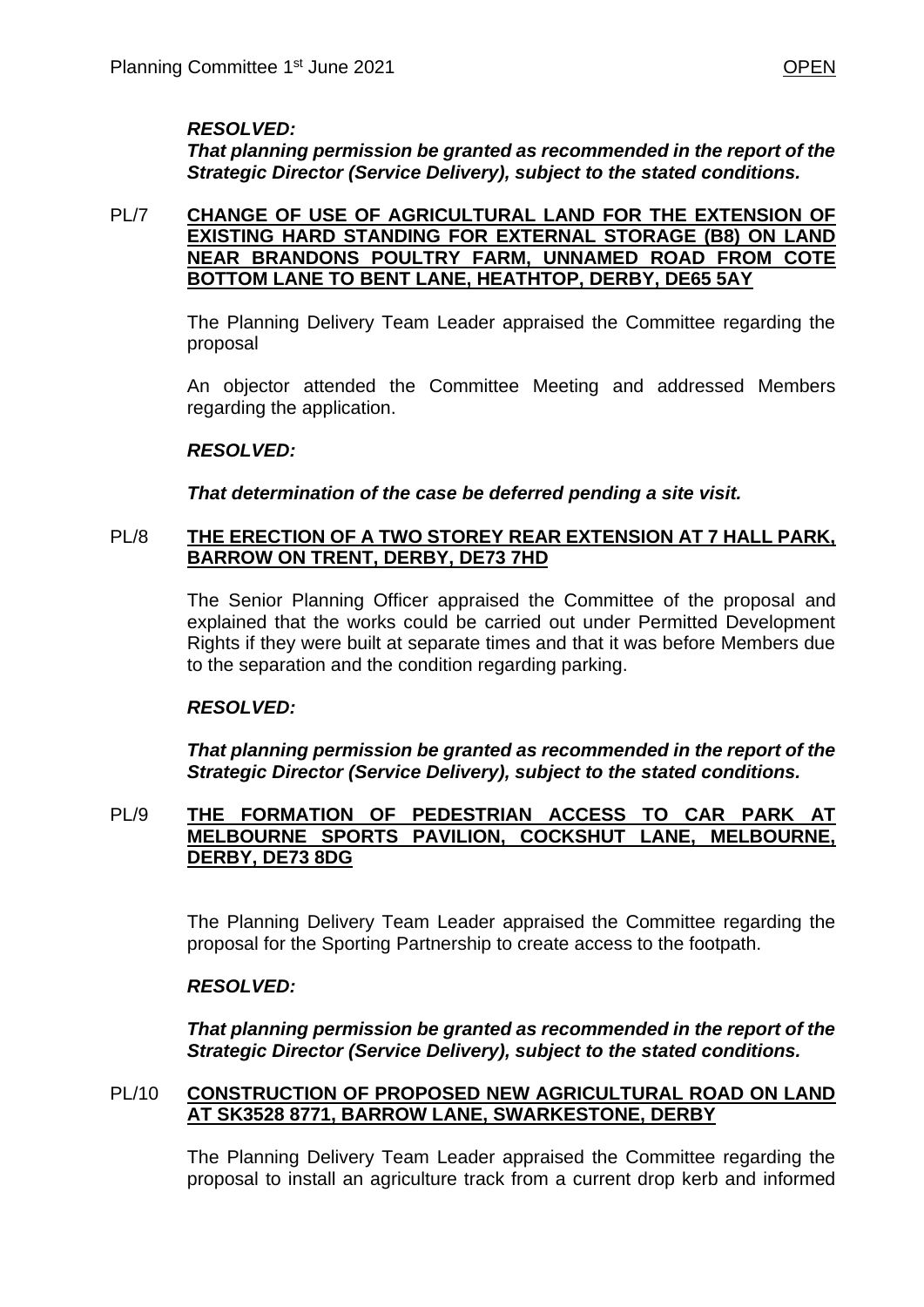***RESOLVED:***

***That planning permission be granted as recommended in the report of the Strategic Director (Service Delivery), subject to the stated conditions.***

**PL/7 CHANGE OF USE OF AGRICULTURAL LAND FOR THE EXTENSION OF EXISTING HARD STANDING FOR EXTERNAL STORAGE (B8) ON LAND NEAR BRANDONS POULTRY FARM, UNNAMED ROAD FROM COTE BOTTOM LANE TO BENT LANE, HEATHTOP, DERBY, DE65 5AY**

The Planning Delivery Team Leader appraised the Committee regarding the proposal

An objector attended the Committee Meeting and addressed Members regarding the application.

***RESOLVED:***

***That determination of the case be deferred pending a site visit.***

**PL/8 THE ERECTION OF A TWO STOREY REAR EXTENSION AT 7 HALL PARK, BARROW ON TRENT, DERBY, DE73 7HD**

The Senior Planning Officer appraised the Committee of the proposal and explained that the works could be carried out under Permitted Development Rights if they were built at separate times and that it was before Members due to the separation and the condition regarding parking.

***RESOLVED:***

***That planning permission be granted as recommended in the report of the Strategic Director (Service Delivery), subject to the stated conditions.***

**PL/9 THE FORMATION OF PEDESTRIAN ACCESS TO CAR PARK AT MELBOURNE SPORTS PAVILION, COCKSHUT LANE, MELBOURNE, DERBY, DE73 8DG**

The Planning Delivery Team Leader appraised the Committee regarding the proposal for the Sporting Partnership to create access to the footpath.

***RESOLVED:***

***That planning permission be granted as recommended in the report of the Strategic Director (Service Delivery), subject to the stated conditions.***

**PL/10 CONSTRUCTION OF PROPOSED NEW AGRICULTURAL ROAD ON LAND AT SK3528 8771, BARROW LANE, SWARKESTONE, DERBY**

The Planning Delivery Team Leader appraised the Committee regarding the proposal to install an agriculture track from a current drop kerb and informed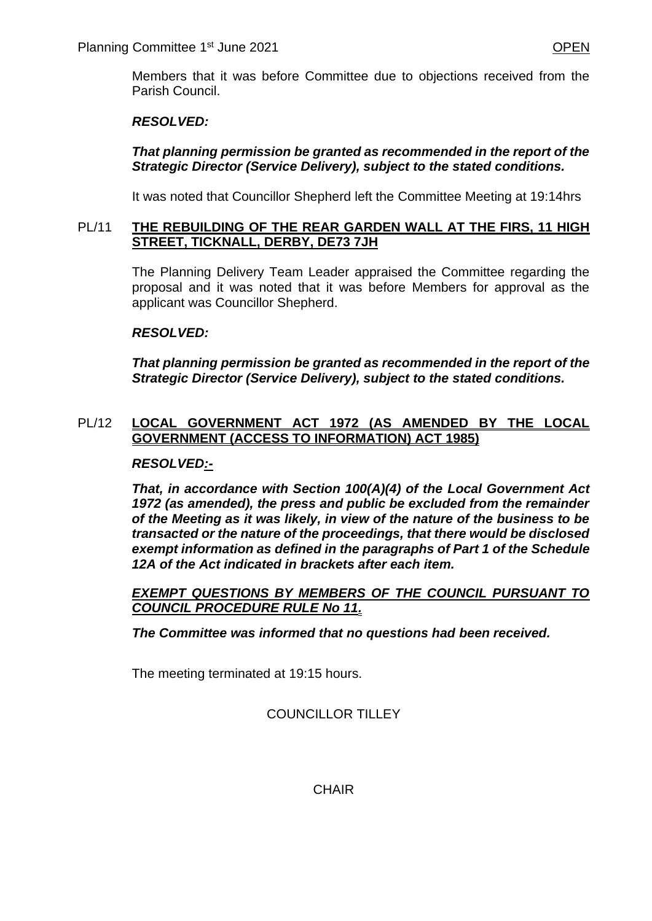Members that it was before Committee due to objections received from the Parish Council.

***RESOLVED:***

***That planning permission be granted as recommended in the report of the Strategic Director (Service Delivery), subject to the stated conditions.***

It was noted that Councillor Shepherd left the Committee Meeting at 19:14hrs

## PL/11 THE REBUILDING OF THE REAR GARDEN WALL AT THE FIRS, 11 HIGH STREET, TICKNALL, DERBY, DE73 7JH

The Planning Delivery Team Leader appraised the Committee regarding the proposal and it was noted that it was before Members for approval as the applicant was Councillor Shepherd.

***RESOLVED:***

***That planning permission be granted as recommended in the report of the Strategic Director (Service Delivery), subject to the stated conditions.***

## PL/12 LOCAL GOVERNMENT ACT 1972 (AS AMENDED BY THE LOCAL GOVERNMENT (ACCESS TO INFORMATION) ACT 1985)

***RESOLVED:-***

***That, in accordance with Section 100(A)(4) of the Local Government Act 1972 (as amended), the press and public be excluded from the remainder of the Meeting as it was likely, in view of the nature of the business to be transacted or the nature of the proceedings, that there would be disclosed exempt information as defined in the paragraphs of Part 1 of the Schedule 12A of the Act indicated in brackets after each item.***

***EXEMPT QUESTIONS BY MEMBERS OF THE COUNCIL PURSUANT TO COUNCIL PROCEDURE RULE No 11.***

***The Committee was informed that no questions had been received.***

The meeting terminated at 19:15 hours.

COUNCILLOR TILLEY

CHAIR